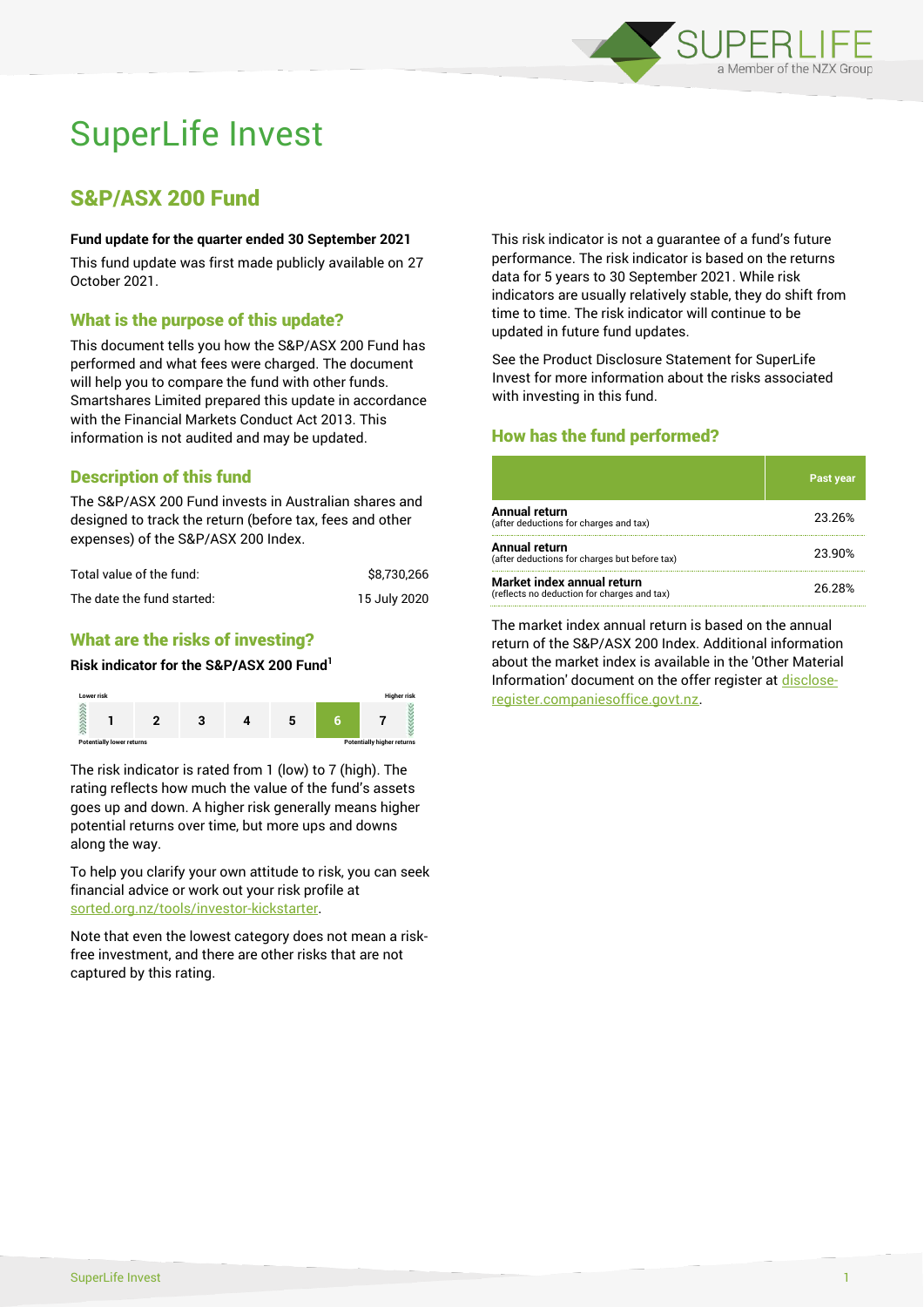# SuperLife Invest

## S&P/ASX 200 Fund

**Fund update for the quarter ended 30 September 2021**

This fund update was first made publicly available on 27 October 2021.

### What is the purpose of this update?

This document tells you how the S&P/ASX 200 Fund has performed and what fees were charged. The document will help you to compare the fund with other funds. Smartshares Limited prepared this update in accordance with the Financial Markets Conduct Act 2013. This information is not audited and may be updated.

### Description of this fund

The S&P/ASX 200 Fund invests in Australian shares and designed to track the return (before tax, fees and other expenses) of the S&P/ASX 200 Index.

| | |
|---|---|
| Total value of the fund: | $8,730,266 |
| The date the fund started: | 15 July 2020 |

### What are the risks of investing?

**Risk indicator for the S&P/ASX 200 Fund[1]**

Lower risk — Higher risk

1 2 3 4 5 **6** 7

Potentially lower returns — Potentially higher returns

The risk indicator is rated from 1 (low) to 7 (high). The rating reflects how much the value of the fund's assets goes up and down. A higher risk generally means higher potential returns over time, but more ups and downs along the way.

To help you clarify your own attitude to risk, you can seek financial advice or work out your risk profile at sorted.org.nz/tools/investor-kickstarter.

Note that even the lowest category does not mean a risk-free investment, and there are other risks that are not captured by this rating.

This risk indicator is not a guarantee of a fund's future performance. The risk indicator is based on the returns data for 5 years to 30 September 2021. While risk indicators are usually relatively stable, they do shift from time to time. The risk indicator will continue to be updated in future fund updates.

See the Product Disclosure Statement for SuperLife Invest for more information about the risks associated with investing in this fund.

### How has the fund performed?

| | Past year |
|---|---|
| **Annual return** (after deductions for charges and tax) | 23.26% |
| **Annual return** (after deductions for charges but before tax) | 23.90% |
| **Market index annual return** (reflects no deduction for charges and tax) | 26.28% |

The market index annual return is based on the annual return of the S&P/ASX 200 Index. Additional information about the market index is available in the 'Other Material Information' document on the offer register at disclose-register.companiesoffice.govt.nz.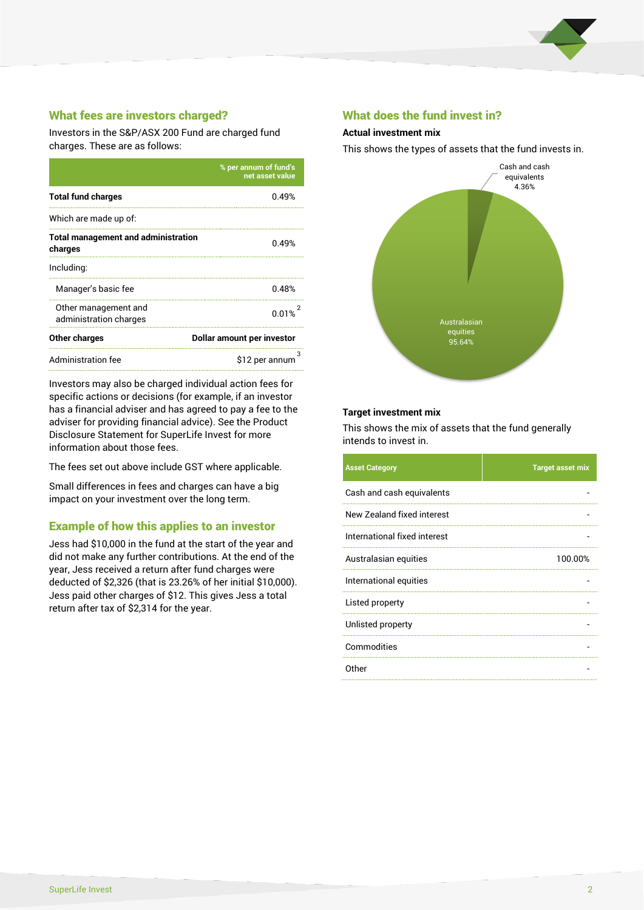## What fees are investors charged?

Investors in the S&P/ASX 200 Fund are charged fund charges. These are as follows:

| | % per annum of fund's net asset value |
|---|---|
| **Total fund charges** | 0.49% |
| Which are made up of: | |
| **Total management and administration charges** | 0.49% |
| Including: | |
| Manager's basic fee | 0.48% |
| Other management and administration charges | 0.01% [2] |
| **Other charges** | **Dollar amount per investor** |
| Administration fee | $12 per annum [3] |

Investors may also be charged individual action fees for specific actions or decisions (for example, if an investor has a financial adviser and has agreed to pay a fee to the adviser for providing financial advice). See the Product Disclosure Statement for SuperLife Invest for more information about those fees.

The fees set out above include GST where applicable.

Small differences in fees and charges can have a big impact on your investment over the long term.

## Example of how this applies to an investor

Jess had $10,000 in the fund at the start of the year and did not make any further contributions. At the end of the year, Jess received a return after fund charges were deducted of $2,326 (that is 23.26% of her initial $10,000). Jess paid other charges of $12. This gives Jess a total return after tax of $2,314 for the year.

## What does the fund invest in?

### Actual investment mix

This shows the types of assets that the fund invests in.

Cash and cash equivalents 4.36%

Australasian equities 95.64%

### Target investment mix

This shows the mix of assets that the fund generally intends to invest in.

| Asset Category | Target asset mix |
|---|---|
| Cash and cash equivalents | - |
| New Zealand fixed interest | - |
| International fixed interest | - |
| Australasian equities | 100.00% |
| International equities | - |
| Listed property | - |
| Unlisted property | - |
| Commodities | - |
| Other | - |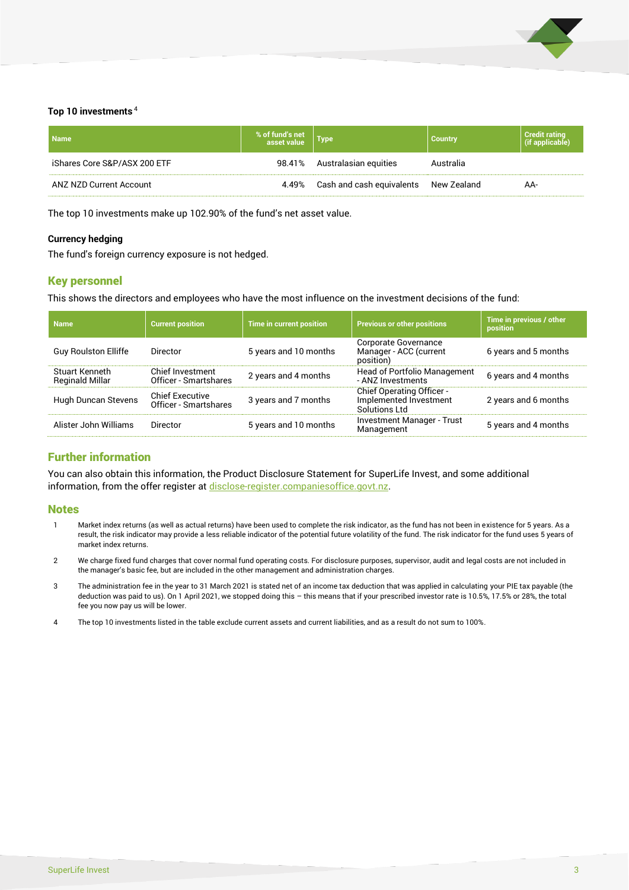### Top 10 investments[4]

| Name | % of fund's net asset value | Type | Country | Credit rating (if applicable) |
|---|---|---|---|---|
| iShares Core S&P/ASX 200 ETF | 98.41% | Australasian equities | Australia | |
| ANZ NZD Current Account | 4.49% | Cash and cash equivalents | New Zealand | AA- |

The top 10 investments make up 102.90% of the fund's net asset value.

### Currency hedging

The fund's foreign currency exposure is not hedged.

## Key personnel

This shows the directors and employees who have the most influence on the investment decisions of the fund:

| Name | Current position | Time in current position | Previous or other positions | Time in previous / other position |
|---|---|---|---|---|
| Guy Roulston Elliffe | Director | 5 years and 10 months | Corporate Governance Manager - ACC (current position) | 6 years and 5 months |
| Stuart Kenneth Reginald Millar | Chief Investment Officer - Smartshares | 2 years and 4 months | Head of Portfolio Management - ANZ Investments | 6 years and 4 months |
| Hugh Duncan Stevens | Chief Executive Officer - Smartshares | 3 years and 7 months | Chief Operating Officer - Implemented Investment Solutions Ltd | 2 years and 6 months |
| Alister John Williams | Director | 5 years and 10 months | Investment Manager - Trust Management | 5 years and 4 months |

## Further information

You can also obtain this information, the Product Disclosure Statement for SuperLife Invest, and some additional information, from the offer register at disclose-register.companiesoffice.govt.nz.

## Notes

1. Market index returns (as well as actual returns) have been used to complete the risk indicator, as the fund has not been in existence for 5 years. As a result, the risk indicator may provide a less reliable indicator of the potential future volatility of the fund. The risk indicator for the fund uses 5 years of market index returns.
2. We charge fixed fund charges that cover normal fund operating costs. For disclosure purposes, supervisor, audit and legal costs are not included in the manager's basic fee, but are included in the other management and administration charges.
3. The administration fee in the year to 31 March 2021 is stated net of an income tax deduction that was applied in calculating your PIE tax payable (the deduction was paid to us). On 1 April 2021, we stopped doing this – this means that if your prescribed investor rate is 10.5%, 17.5% or 28%, the total fee you now pay us will be lower.
4. The top 10 investments listed in the table exclude current assets and current liabilities, and as a result do not sum to 100%.